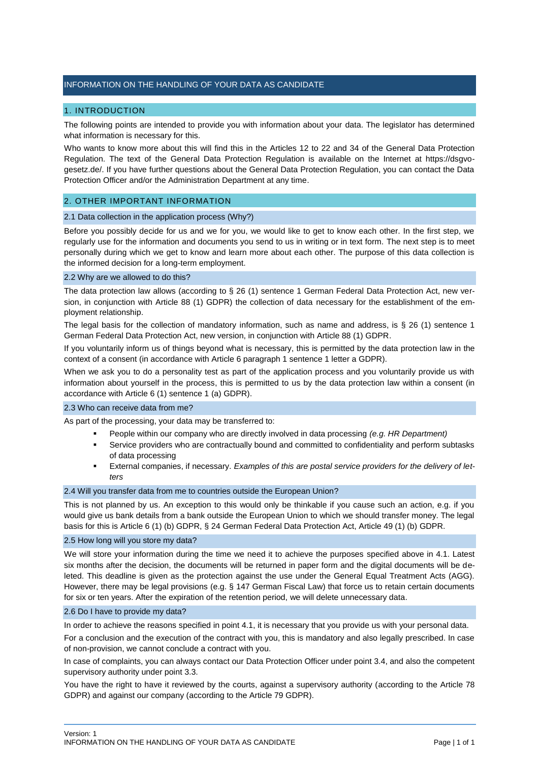# INFORMATION ON THE HANDLING OF YOUR DATA AS CANDIDATE

## 1. INTRODUCTION

The following points are intended to provide you with information about your data. The legislator has determined what information is necessary for this.

Who wants to know more about this will find this in the Articles 12 to 22 and 34 of the General Data Protection Regulation. The text of the General Data Protection Regulation is available on the Internet at https://dsgvo-gesetz.de/. If you have further questions about the General Data Protection Regulation, you can contact the Data Protection Officer and/or the Administration Department at any time.

## 2. OTHER IMPORTANT INFORMATION

### 2.1 Data collection in the application process (Why?)

Before you possibly decide for us and we for you, we would like to get to know each other. In the first step, we regularly use for the information and documents you send to us in writing or in text form. The next step is to meet personally during which we get to know and learn more about each other. The purpose of this data collection is the informed decision for a long-term employment.

### 2.2 Why are we allowed to do this?

The data protection law allows (according to § 26 (1) sentence 1 German Federal Data Protection Act, new version, in conjunction with Article 88 (1) GDPR) the collection of data necessary for the establishment of the employment relationship.

The legal basis for the collection of mandatory information, such as name and address, is § 26 (1) sentence 1 German Federal Data Protection Act, new version, in conjunction with Article 88 (1) GDPR.

If you voluntarily inform us of things beyond what is necessary, this is permitted by the data protection law in the context of a consent (in accordance with Article 6 paragraph 1 sentence 1 letter a GDPR).

When we ask you to do a personality test as part of the application process and you voluntarily provide us with information about yourself in the process, this is permitted to us by the data protection law within a consent (in accordance with Article 6 (1) sentence 1 (a) GDPR).

### 2.3 Who can receive data from me?

As part of the processing, your data may be transferred to:

- People within our company who are directly involved in data processing *(e.g. HR Department)*
- Service providers who are contractually bound and committed to confidentiality and perform subtasks of data processing
- External companies, if necessary. *Examples of this are postal service providers for the delivery of letters*

### 2.4 Will you transfer data from me to countries outside the European Union?

This is not planned by us. An exception to this would only be thinkable if you cause such an action, e.g. if you would give us bank details from a bank outside the European Union to which we should transfer money. The legal basis for this is Article 6 (1) (b) GDPR, § 24 German Federal Data Protection Act, Article 49 (1) (b) GDPR.

### 2.5 How long will you store my data?

We will store your information during the time we need it to achieve the purposes specified above in 4.1. Latest six months after the decision, the documents will be returned in paper form and the digital documents will be deleted. This deadline is given as the protection against the use under the General Equal Treatment Acts (AGG). However, there may be legal provisions (e.g. § 147 German Fiscal Law) that force us to retain certain documents for six or ten years. After the expiration of the retention period, we will delete unnecessary data.

### 2.6 Do I have to provide my data?

In order to achieve the reasons specified in point 4.1, it is necessary that you provide us with your personal data.

For a conclusion and the execution of the contract with you, this is mandatory and also legally prescribed. In case of non-provision, we cannot conclude a contract with you.

In case of complaints, you can always contact our Data Protection Officer under point 3.4, and also the competent supervisory authority under point 3.3.

You have the right to have it reviewed by the courts, against a supervisory authority (according to the Article 78 GDPR) and against our company (according to the Article 79 GDPR).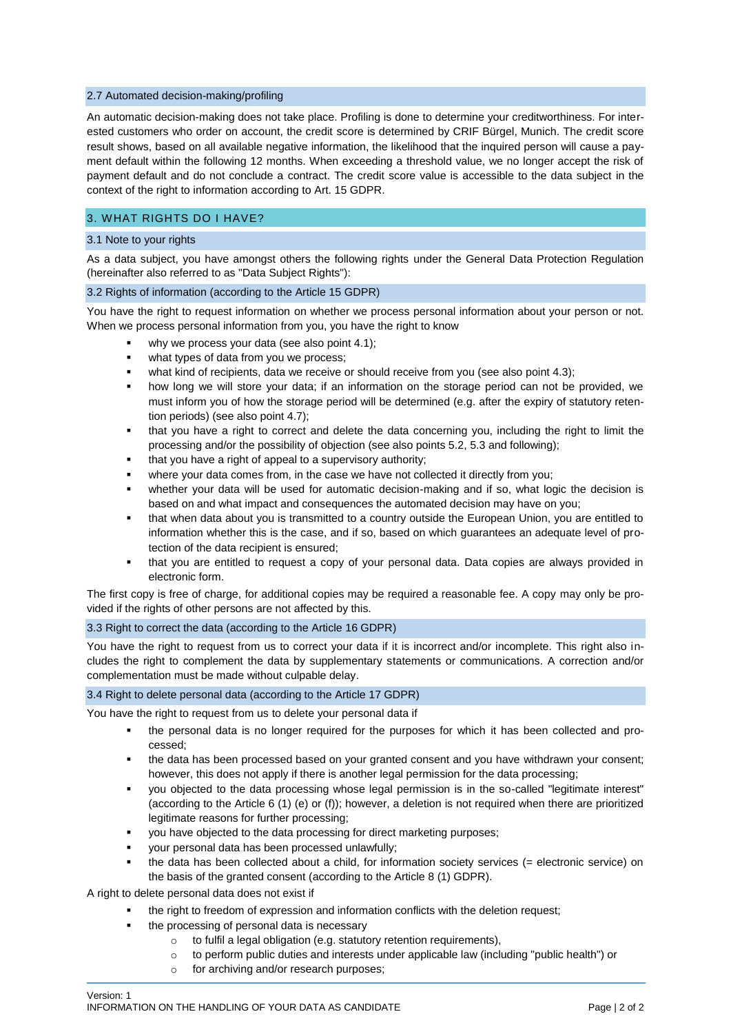### 2.7 Automated decision-making/profiling

An automatic decision-making does not take place. Profiling is done to determine your creditworthiness. For interested customers who order on account, the credit score is determined by CRIF Bürgel, Munich. The credit score result shows, based on all available negative information, the likelihood that the inquired person will cause a payment default within the following 12 months. When exceeding a threshold value, we no longer accept the risk of payment default and do not conclude a contract. The credit score value is accessible to the data subject in the context of the right to information according to Art. 15 GDPR.

## 3. WHAT RIGHTS DO I HAVE?

### 3.1 Note to your rights

As a data subject, you have amongst others the following rights under the General Data Protection Regulation (hereinafter also referred to as "Data Subject Rights"):

### 3.2 Rights of information (according to the Article 15 GDPR)

You have the right to request information on whether we process personal information about your person or not. When we process personal information from you, you have the right to know

- why we process your data (see also point 4.1);
- what types of data from you we process;
- what kind of recipients, data we receive or should receive from you (see also point 4.3);
- how long we will store your data; if an information on the storage period can not be provided, we must inform you of how the storage period will be determined (e.g. after the expiry of statutory retention periods) (see also point 4.7);
- that you have a right to correct and delete the data concerning you, including the right to limit the processing and/or the possibility of objection (see also points 5.2, 5.3 and following);
- that you have a right of appeal to a supervisory authority;
- where your data comes from, in the case we have not collected it directly from you;
- whether your data will be used for automatic decision-making and if so, what logic the decision is based on and what impact and consequences the automated decision may have on you;
- that when data about you is transmitted to a country outside the European Union, you are entitled to information whether this is the case, and if so, based on which guarantees an adequate level of protection of the data recipient is ensured;
- that you are entitled to request a copy of your personal data. Data copies are always provided in electronic form.

The first copy is free of charge, for additional copies may be required a reasonable fee. A copy may only be provided if the rights of other persons are not affected by this.

### 3.3 Right to correct the data (according to the Article 16 GDPR)

You have the right to request from us to correct your data if it is incorrect and/or incomplete. This right also includes the right to complement the data by supplementary statements or communications. A correction and/or complementation must be made without culpable delay.

### 3.4 Right to delete personal data (according to the Article 17 GDPR)

You have the right to request from us to delete your personal data if

- the personal data is no longer required for the purposes for which it has been collected and processed;
- the data has been processed based on your granted consent and you have withdrawn your consent; however, this does not apply if there is another legal permission for the data processing;
- you objected to the data processing whose legal permission is in the so-called "legitimate interest" (according to the Article 6 (1) (e) or (f)); however, a deletion is not required when there are prioritized legitimate reasons for further processing;
- you have objected to the data processing for direct marketing purposes;
- your personal data has been processed unlawfully;
- the data has been collected about a child, for information society services (= electronic service) on the basis of the granted consent (according to the Article 8 (1) GDPR).

A right to delete personal data does not exist if

- the right to freedom of expression and information conflicts with the deletion request;
- the processing of personal data is necessary
  - to fulfil a legal obligation (e.g. statutory retention requirements),
  - to perform public duties and interests under applicable law (including "public health") or
  - for archiving and/or research purposes;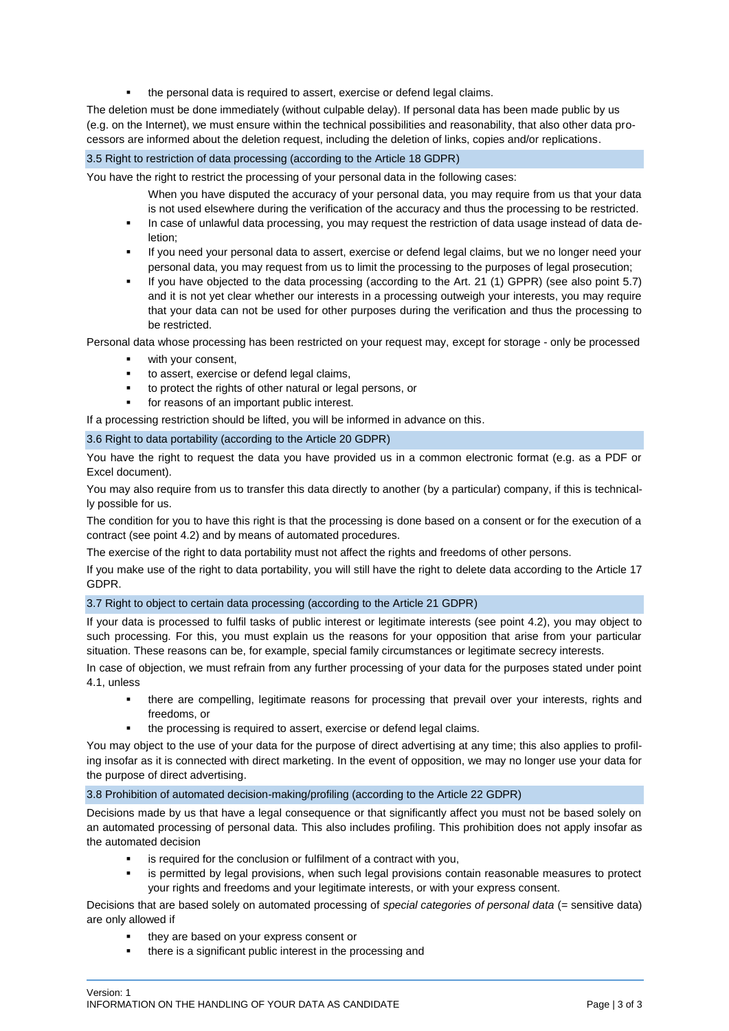- the personal data is required to assert, exercise or defend legal claims.

The deletion must be done immediately (without culpable delay). If personal data has been made public by us (e.g. on the Internet), we must ensure within the technical possibilities and reasonability, that also other data processors are informed about the deletion request, including the deletion of links, copies and/or replications.

### 3.5 Right to restriction of data processing (according to the Article 18 GDPR)

You have the right to restrict the processing of your personal data in the following cases:

- When you have disputed the accuracy of your personal data, you may require from us that your data is not used elsewhere during the verification of the accuracy and thus the processing to be restricted.
- In case of unlawful data processing, you may request the restriction of data usage instead of data deletion;
- If you need your personal data to assert, exercise or defend legal claims, but we no longer need your personal data, you may request from us to limit the processing to the purposes of legal prosecution;
- If you have objected to the data processing (according to the Art. 21 (1) GPPR) (see also point 5.7) and it is not yet clear whether our interests in a processing outweigh your interests, you may require that your data can not be used for other purposes during the verification and thus the processing to be restricted.

Personal data whose processing has been restricted on your request may, except for storage - only be processed

- with your consent,
- to assert, exercise or defend legal claims,
- to protect the rights of other natural or legal persons, or
- for reasons of an important public interest.

If a processing restriction should be lifted, you will be informed in advance on this.

### 3.6 Right to data portability (according to the Article 20 GDPR)

You have the right to request the data you have provided us in a common electronic format (e.g. as a PDF or Excel document).

You may also require from us to transfer this data directly to another (by a particular) company, if this is technically possible for us.

The condition for you to have this right is that the processing is done based on a consent or for the execution of a contract (see point 4.2) and by means of automated procedures.

The exercise of the right to data portability must not affect the rights and freedoms of other persons.

If you make use of the right to data portability, you will still have the right to delete data according to the Article 17 GDPR.

### 3.7 Right to object to certain data processing (according to the Article 21 GDPR)

If your data is processed to fulfil tasks of public interest or legitimate interests (see point 4.2), you may object to such processing. For this, you must explain us the reasons for your opposition that arise from your particular situation. These reasons can be, for example, special family circumstances or legitimate secrecy interests.

In case of objection, we must refrain from any further processing of your data for the purposes stated under point 4.1, unless

- there are compelling, legitimate reasons for processing that prevail over your interests, rights and freedoms, or
- the processing is required to assert, exercise or defend legal claims.

You may object to the use of your data for the purpose of direct advertising at any time; this also applies to profiling insofar as it is connected with direct marketing. In the event of opposition, we may no longer use your data for the purpose of direct advertising.

### 3.8 Prohibition of automated decision-making/profiling (according to the Article 22 GDPR)

Decisions made by us that have a legal consequence or that significantly affect you must not be based solely on an automated processing of personal data. This also includes profiling. This prohibition does not apply insofar as the automated decision

- is required for the conclusion or fulfilment of a contract with you,
- is permitted by legal provisions, when such legal provisions contain reasonable measures to protect your rights and freedoms and your legitimate interests, or with your express consent.

Decisions that are based solely on automated processing of *special categories of personal data* (= sensitive data) are only allowed if

- they are based on your express consent or
- there is a significant public interest in the processing and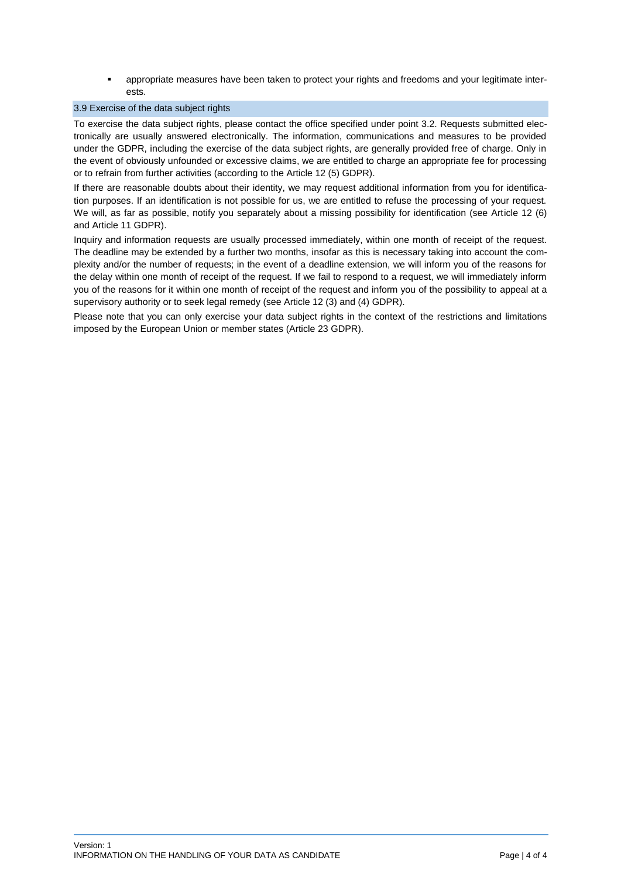- appropriate measures have been taken to protect your rights and freedoms and your legitimate interests.

### 3.9 Exercise of the data subject rights

To exercise the data subject rights, please contact the office specified under point 3.2. Requests submitted electronically are usually answered electronically. The information, communications and measures to be provided under the GDPR, including the exercise of the data subject rights, are generally provided free of charge. Only in the event of obviously unfounded or excessive claims, we are entitled to charge an appropriate fee for processing or to refrain from further activities (according to the Article 12 (5) GDPR).

If there are reasonable doubts about their identity, we may request additional information from you for identification purposes. If an identification is not possible for us, we are entitled to refuse the processing of your request. We will, as far as possible, notify you separately about a missing possibility for identification (see Article 12 (6) and Article 11 GDPR).

Inquiry and information requests are usually processed immediately, within one month of receipt of the request. The deadline may be extended by a further two months, insofar as this is necessary taking into account the complexity and/or the number of requests; in the event of a deadline extension, we will inform you of the reasons for the delay within one month of receipt of the request. If we fail to respond to a request, we will immediately inform you of the reasons for it within one month of receipt of the request and inform you of the possibility to appeal at a supervisory authority or to seek legal remedy (see Article 12 (3) and (4) GDPR).

Please note that you can only exercise your data subject rights in the context of the restrictions and limitations imposed by the European Union or member states (Article 23 GDPR).